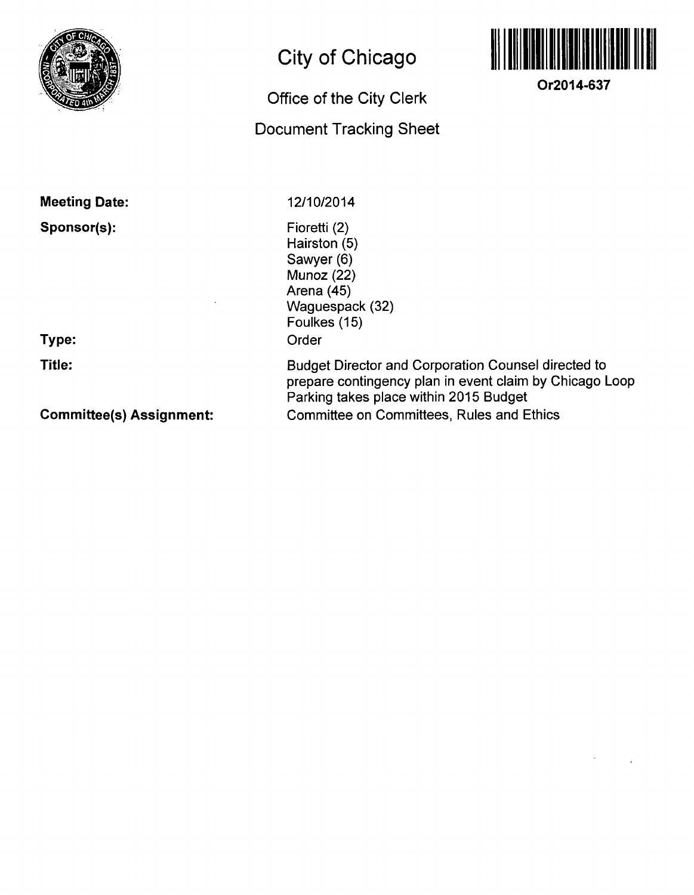# City of Chicago

## Office of the City Clerk

## Document Tracking Sheet

**Or2014-637**

**Meeting Date:** 12/10/2014

**Sponsor(s):**
Fioretti (2)
Hairston (5)
Sawyer (6)
Munoz (22)
Arena (45)
Waguespack (32)
Foulkes (15)

**Type:** Order

**Title:** Budget Director and Corporation Counsel directed to prepare contingency plan in event claim by Chicago Loop Parking takes place within 2015 Budget

**Committee(s) Assignment:** Committee on Committees, Rules and Ethics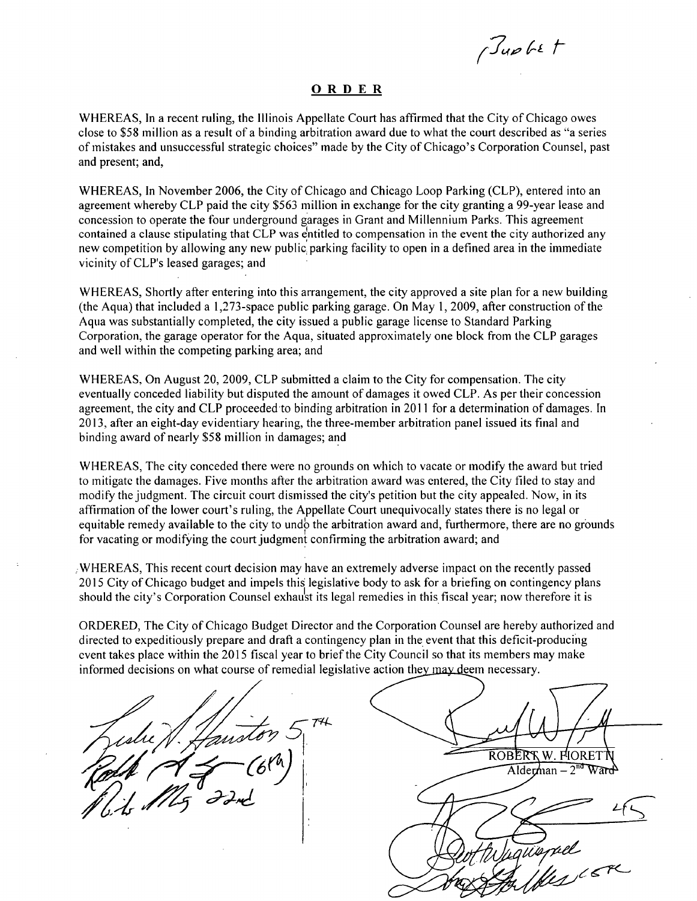Budget

## ORDER

WHEREAS, In a recent ruling, the Illinois Appellate Court has affirmed that the City of Chicago owes close to $58 million as a result of a binding arbitration award due to what the court described as "a series of mistakes and unsuccessful strategic choices" made by the City of Chicago's Corporation Counsel, past and present; and,

WHEREAS, In November 2006, the City of Chicago and Chicago Loop Parking (CLP), entered into an agreement whereby CLP paid the city $563 million in exchange for the city granting a 99-year lease and concession to operate the four underground garages in Grant and Millennium Parks. This agreement contained a clause stipulating that CLP was entitled to compensation in the event the city authorized any new competition by allowing any new public parking facility to open in a defined area in the immediate vicinity of CLP's leased garages; and

WHEREAS, Shortly after entering into this arrangement, the city approved a site plan for a new building (the Aqua) that included a 1,273-space public parking garage. On May 1, 2009, after construction of the Aqua was substantially completed, the city issued a public garage license to Standard Parking Corporation, the garage operator for the Aqua, situated approximately one block from the CLP garages and well within the competing parking area; and

WHEREAS, On August 20, 2009, CLP submitted a claim to the City for compensation. The city eventually conceded liability but disputed the amount of damages it owed CLP. As per their concession agreement, the city and CLP proceeded to binding arbitration in 2011 for a determination of damages. In 2013, after an eight-day evidentiary hearing, the three-member arbitration panel issued its final and binding award of nearly $58 million in damages; and

WHEREAS, The city conceded there were no grounds on which to vacate or modify the award but tried to mitigate the damages. Five months after the arbitration award was entered, the City filed to stay and modify the judgment. The circuit court dismissed the city's petition but the city appealed. Now, in its affirmation of the lower court's ruling, the Appellate Court unequivocally states there is no legal or equitable remedy available to the city to undo the arbitration award and, furthermore, there are no grounds for vacating or modifying the court judgment confirming the arbitration award; and

WHEREAS, This recent court decision may have an extremely adverse impact on the recently passed 2015 City of Chicago budget and impels this legislative body to ask for a briefing on contingency plans should the city's Corporation Counsel exhaust its legal remedies in this fiscal year; now therefore it is

ORDERED, The City of Chicago Budget Director and the Corporation Counsel are hereby authorized and directed to expeditiously prepare and draft a contingency plan in the event that this deficit-producing event takes place within the 2015 fiscal year to brief the City Council so that its members may make informed decisions on what course of remedial legislative action they may deem necessary.

Leslie A. Hairston 5th
Roderick T. Sawyer (6th)
Ricardo Muñoz 22nd

ROBERT W. FIORETTI
Alderman – 2nd Ward

45

Scott Waguespack
32nd